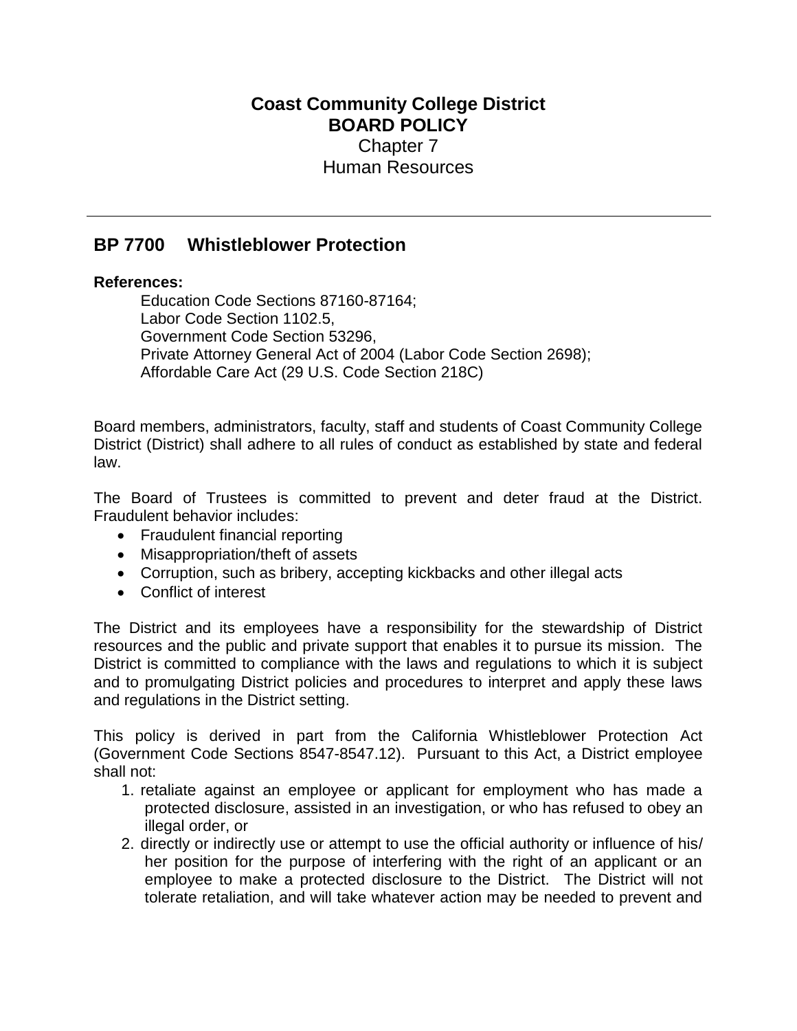**Coast Community College District**
**BOARD POLICY**
Chapter 7
Human Resources

---

## BP 7700 Whistleblower Protection

**References:**

Education Code Sections 87160-87164;
Labor Code Section 1102.5,
Government Code Section 53296,
Private Attorney General Act of 2004 (Labor Code Section 2698);
Affordable Care Act (29 U.S. Code Section 218C)

Board members, administrators, faculty, staff and students of Coast Community College District (District) shall adhere to all rules of conduct as established by state and federal law.

The Board of Trustees is committed to prevent and deter fraud at the District. Fraudulent behavior includes:

- Fraudulent financial reporting
- Misappropriation/theft of assets
- Corruption, such as bribery, accepting kickbacks and other illegal acts
- Conflict of interest

The District and its employees have a responsibility for the stewardship of District resources and the public and private support that enables it to pursue its mission. The District is committed to compliance with the laws and regulations to which it is subject and to promulgating District policies and procedures to interpret and apply these laws and regulations in the District setting.

This policy is derived in part from the California Whistleblower Protection Act (Government Code Sections 8547-8547.12). Pursuant to this Act, a District employee shall not:

1. retaliate against an employee or applicant for employment who has made a protected disclosure, assisted in an investigation, or who has refused to obey an illegal order, or
2. directly or indirectly use or attempt to use the official authority or influence of his/her position for the purpose of interfering with the right of an applicant or an employee to make a protected disclosure to the District. The District will not tolerate retaliation, and will take whatever action may be needed to prevent and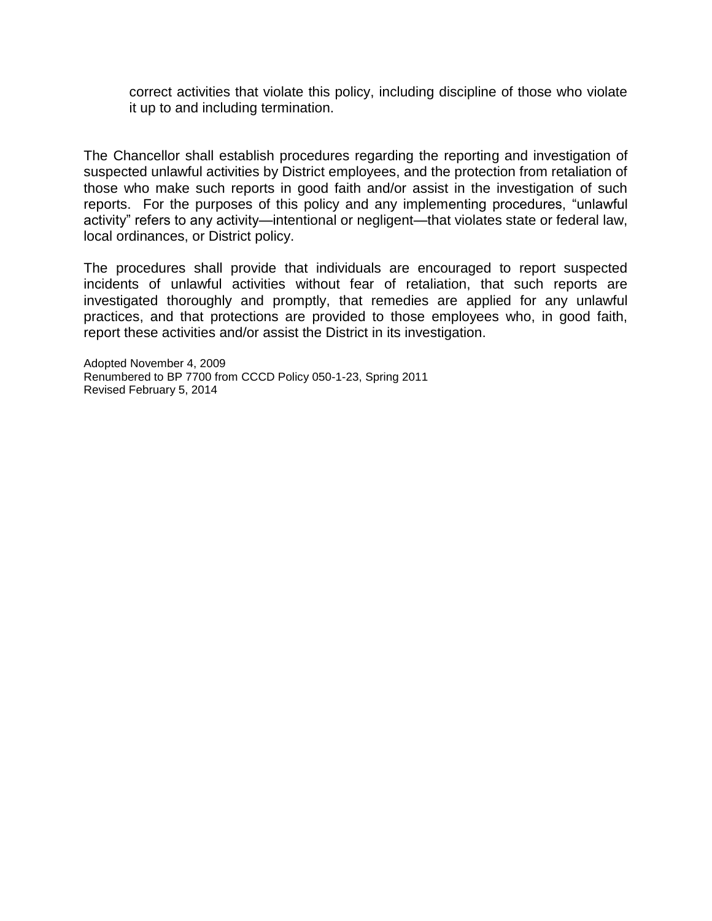correct activities that violate this policy, including discipline of those who violate it up to and including termination.

The Chancellor shall establish procedures regarding the reporting and investigation of suspected unlawful activities by District employees, and the protection from retaliation of those who make such reports in good faith and/or assist in the investigation of such reports. For the purposes of this policy and any implementing procedures, "unlawful activity" refers to any activity—intentional or negligent—that violates state or federal law, local ordinances, or District policy.

The procedures shall provide that individuals are encouraged to report suspected incidents of unlawful activities without fear of retaliation, that such reports are investigated thoroughly and promptly, that remedies are applied for any unlawful practices, and that protections are provided to those employees who, in good faith, report these activities and/or assist the District in its investigation.

Adopted November 4, 2009
Renumbered to BP 7700 from CCCD Policy 050-1-23, Spring 2011
Revised February 5, 2014